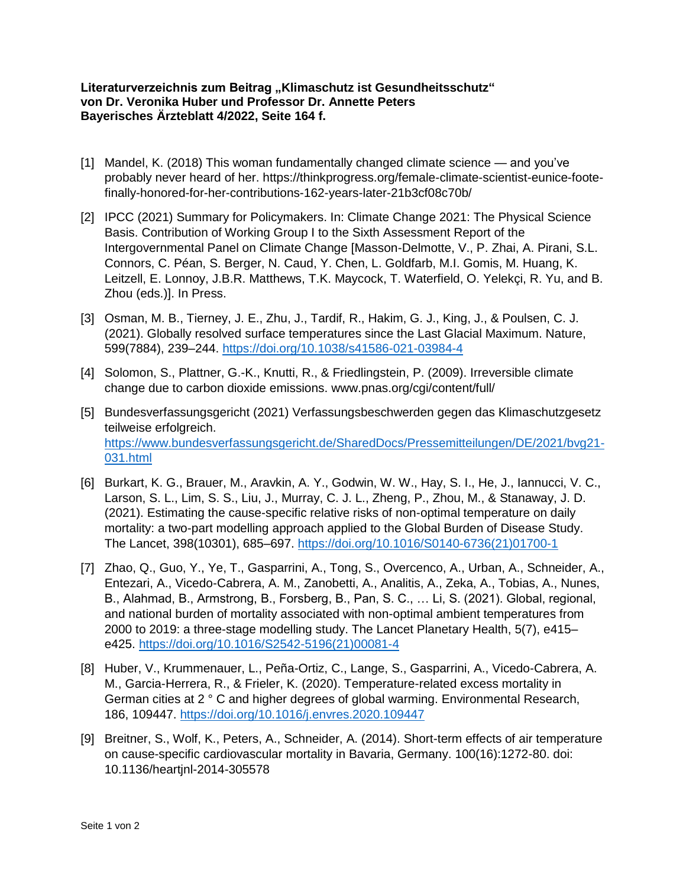**Literaturverzeichnis zum Beitrag „Klimaschutz ist Gesundheitsschutz“ von Dr. Veronika Huber und Professor Dr. Annette Peters Bayerisches Ärzteblatt 4/2022, Seite 164 f.**

[1] Mandel, K. (2018) This woman fundamentally changed climate science — and you’ve probably never heard of her. https://thinkprogress.org/female-climate-scientist-eunice-foote-finally-honored-for-her-contributions-162-years-later-21b3cf08c70b/

[2] IPCC (2021) Summary for Policymakers. In: Climate Change 2021: The Physical Science Basis. Contribution of Working Group I to the Sixth Assessment Report of the Intergovernmental Panel on Climate Change [Masson-Delmotte, V., P. Zhai, A. Pirani, S.L. Connors, C. Péan, S. Berger, N. Caud, Y. Chen, L. Goldfarb, M.I. Gomis, M. Huang, K. Leitzell, E. Lonnoy, J.B.R. Matthews, T.K. Maycock, T. Waterfield, O. Yelekçi, R. Yu, and B. Zhou (eds.)]. In Press.

[3] Osman, M. B., Tierney, J. E., Zhu, J., Tardif, R., Hakim, G. J., King, J., & Poulsen, C. J. (2021). Globally resolved surface temperatures since the Last Glacial Maximum. Nature, 599(7884), 239–244. https://doi.org/10.1038/s41586-021-03984-4

[4] Solomon, S., Plattner, G.-K., Knutti, R., & Friedlingstein, P. (2009). Irreversible climate change due to carbon dioxide emissions. www.pnas.org/cgi/content/full/

[5] Bundesverfassungsgericht (2021) Verfassungsbeschwerden gegen das Klimaschutzgesetz teilweise erfolgreich. https://www.bundesverfassungsgericht.de/SharedDocs/Pressemitteilungen/DE/2021/bvg21-031.html

[6] Burkart, K. G., Brauer, M., Aravkin, A. Y., Godwin, W. W., Hay, S. I., He, J., Iannucci, V. C., Larson, S. L., Lim, S. S., Liu, J., Murray, C. J. L., Zheng, P., Zhou, M., & Stanaway, J. D. (2021). Estimating the cause-specific relative risks of non-optimal temperature on daily mortality: a two-part modelling approach applied to the Global Burden of Disease Study. The Lancet, 398(10301), 685–697. https://doi.org/10.1016/S0140-6736(21)01700-1

[7] Zhao, Q., Guo, Y., Ye, T., Gasparrini, A., Tong, S., Overcenco, A., Urban, A., Schneider, A., Entezari, A., Vicedo-Cabrera, A. M., Zanobetti, A., Analitis, A., Zeka, A., Tobias, A., Nunes, B., Alahmad, B., Armstrong, B., Forsberg, B., Pan, S. C., … Li, S. (2021). Global, regional, and national burden of mortality associated with non-optimal ambient temperatures from 2000 to 2019: a three-stage modelling study. The Lancet Planetary Health, 5(7), e415–e425. https://doi.org/10.1016/S2542-5196(21)00081-4

[8] Huber, V., Krummenauer, L., Peña-Ortiz, C., Lange, S., Gasparrini, A., Vicedo-Cabrera, A. M., Garcia-Herrera, R., & Frieler, K. (2020). Temperature-related excess mortality in German cities at 2 ° C and higher degrees of global warming. Environmental Research, 186, 109447. https://doi.org/10.1016/j.envres.2020.109447

[9] Breitner, S., Wolf, K., Peters, A., Schneider, A. (2014). Short-term effects of air temperature on cause-specific cardiovascular mortality in Bavaria, Germany. 100(16):1272-80. doi: 10.1136/heartjnl-2014-305578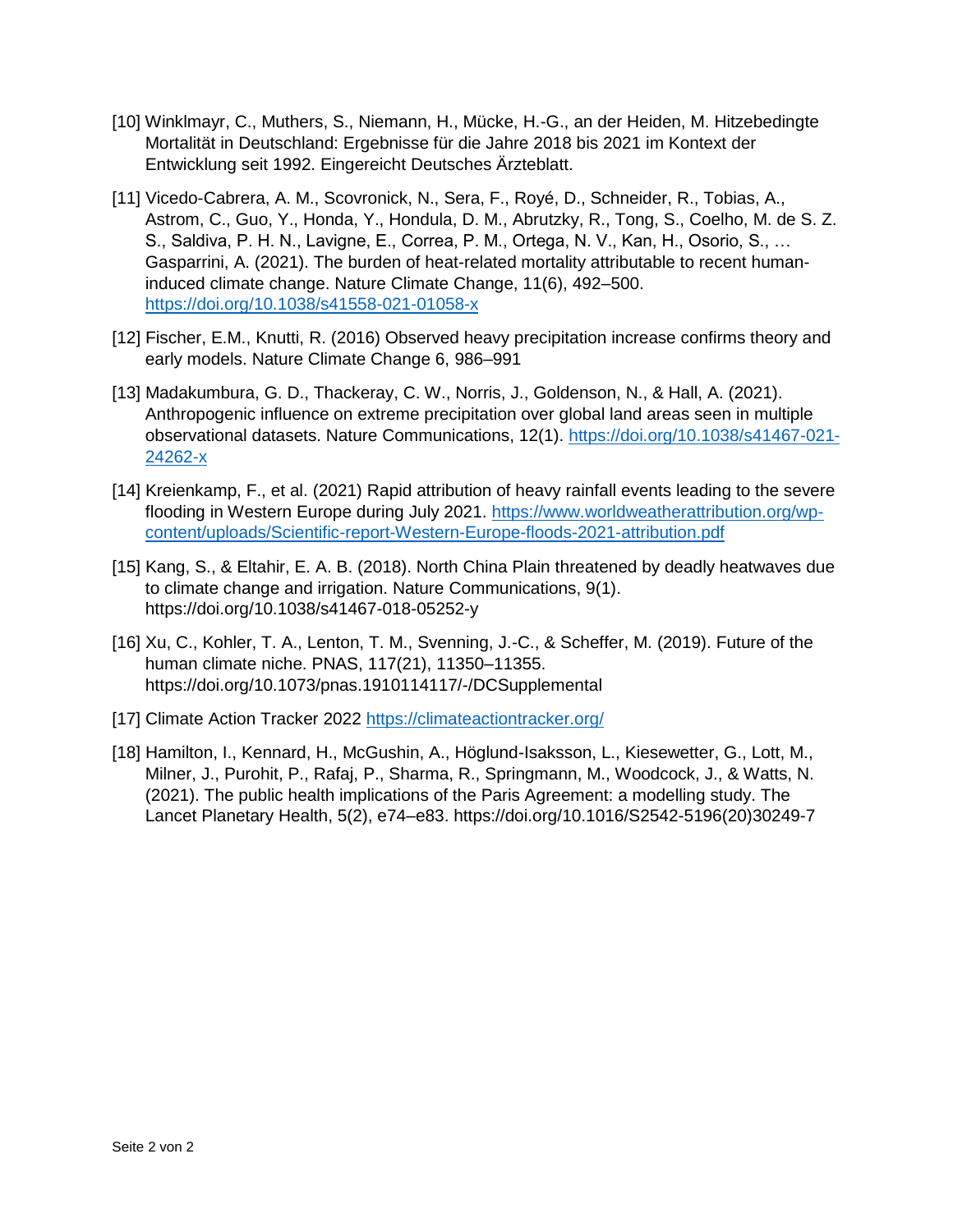[10] Winklmayr, C., Muthers, S., Niemann, H., Mücke, H.-G., an der Heiden, M. Hitzebedingte Mortalität in Deutschland: Ergebnisse für die Jahre 2018 bis 2021 im Kontext der Entwicklung seit 1992. Eingereicht Deutsches Ärzteblatt.

[11] Vicedo-Cabrera, A. M., Scovronick, N., Sera, F., Royé, D., Schneider, R., Tobias, A., Astrom, C., Guo, Y., Honda, Y., Hondula, D. M., Abrutzky, R., Tong, S., Coelho, M. de S. Z. S., Saldiva, P. H. N., Lavigne, E., Correa, P. M., Ortega, N. V., Kan, H., Osorio, S., … Gasparrini, A. (2021). The burden of heat-related mortality attributable to recent human-induced climate change. Nature Climate Change, 11(6), 492–500. https://doi.org/10.1038/s41558-021-01058-x

[12] Fischer, E.M., Knutti, R. (2016) Observed heavy precipitation increase confirms theory and early models. Nature Climate Change 6, 986–991

[13] Madakumbura, G. D., Thackeray, C. W., Norris, J., Goldenson, N., & Hall, A. (2021). Anthropogenic influence on extreme precipitation over global land areas seen in multiple observational datasets. Nature Communications, 12(1). https://doi.org/10.1038/s41467-021-24262-x

[14] Kreienkamp, F., et al. (2021) Rapid attribution of heavy rainfall events leading to the severe flooding in Western Europe during July 2021. https://www.worldweatherattribution.org/wp-content/uploads/Scientific-report-Western-Europe-floods-2021-attribution.pdf

[15] Kang, S., & Eltahir, E. A. B. (2018). North China Plain threatened by deadly heatwaves due to climate change and irrigation. Nature Communications, 9(1). https://doi.org/10.1038/s41467-018-05252-y

[16] Xu, C., Kohler, T. A., Lenton, T. M., Svenning, J.-C., & Scheffer, M. (2019). Future of the human climate niche. PNAS, 117(21), 11350–11355. https://doi.org/10.1073/pnas.1910114117/-/DCSupplemental

[17] Climate Action Tracker 2022 https://climateactiontracker.org/

[18] Hamilton, I., Kennard, H., McGushin, A., Höglund-Isaksson, L., Kiesewetter, G., Lott, M., Milner, J., Purohit, P., Rafaj, P., Sharma, R., Springmann, M., Woodcock, J., & Watts, N. (2021). The public health implications of the Paris Agreement: a modelling study. The Lancet Planetary Health, 5(2), e74–e83. https://doi.org/10.1016/S2542-5196(20)30249-7